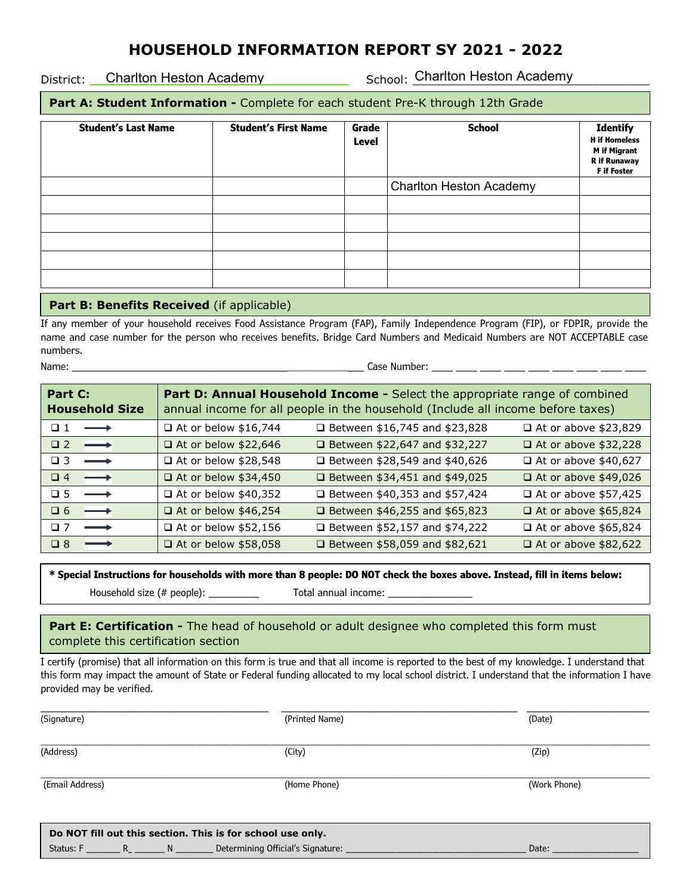# HOUSEHOLD INFORMATION REPORT SY 2021 - 2022

District: Charlton Heston Academy School: Charlton Heston Academy

## Part A: Student Information - Complete for each student Pre-K through 12th Grade

| Student's Last Name | Student's First Name | Grade Level | School | Identify H if Homeless M if Migrant R if Runaway F if Foster |
|---|---|---|---|---|
| | | | Charlton Heston Academy | |
| | | | | |
| | | | | |
| | | | | |
| | | | | |
| | | | | |

## Part B: Benefits Received (if applicable)

If any member of your household receives Food Assistance Program (FAP), Family Independence Program (FIP), or FDPIR, provide the name and case number for the person who receives benefits. Bridge Card Numbers and Medicaid Numbers are NOT ACCEPTABLE case numbers.

Name: ____________________________________________ Case Number: ___ ___ ___ ___ ___ ___ ___ ___ ___

| Part C: Household Size | Part D: Annual Household Income - Select the appropriate range of combined annual income for all people in the household (Include all income before taxes) | | |
|---|---|---|---|
| ❑ 1 → | ❑ At or below $16,744 | ❑ Between $16,745 and $23,828 | ❑ At or above $23,829 |
| ❑ 2 → | ❑ At or below $22,646 | ❑ Between $22,647 and $32,227 | ❑ At or above $32,228 |
| ❑ 3 → | ❑ At or below $28,548 | ❑ Between $28,549 and $40,626 | ❑ At or above $40,627 |
| ❑ 4 → | ❑ At or below $34,450 | ❑ Between $34,451 and $49,025 | ❑ At or above $49,026 |
| ❑ 5 → | ❑ At or below $40,352 | ❑ Between $40,353 and $57,424 | ❑ At or above $57,425 |
| ❑ 6 → | ❑ At or below $46,254 | ❑ Between $46,255 and $65,823 | ❑ At or above $65,824 |
| ❑ 7 → | ❑ At or below $52,156 | ❑ Between $52,157 and $74,222 | ❑ At or above $65,824 |
| ❑ 8 → | ❑ At or below $58,058 | ❑ Between $58,059 and $82,621 | ❑ At or above $82,622 |

**\* Special Instructions for households with more than 8 people: DO NOT check the boxes above. Instead, fill in items below:**

Household size (# people): _________ Total annual income: _______________

## Part E: Certification - The head of household or adult designee who completed this form must complete this certification section

I certify (promise) that all information on this form is true and that all income is reported to the best of my knowledge. I understand that this form may impact the amount of State or Federal funding allocated to my local school district. I understand that the information I have provided may be verified.

_______________________ _______________________ _______________
(Signature) (Printed Name) (Date)

_______________________ _______________________ _______________
(Address) (City) (Zip)

_______________________ _______________________ _______________
(Email Address) (Home Phone) (Work Phone)

**Do NOT fill out this section. This is for school use only.**

Status: F _______ R_ ______ N _______ Determining Official's Signature: ______________________________ Date: _______________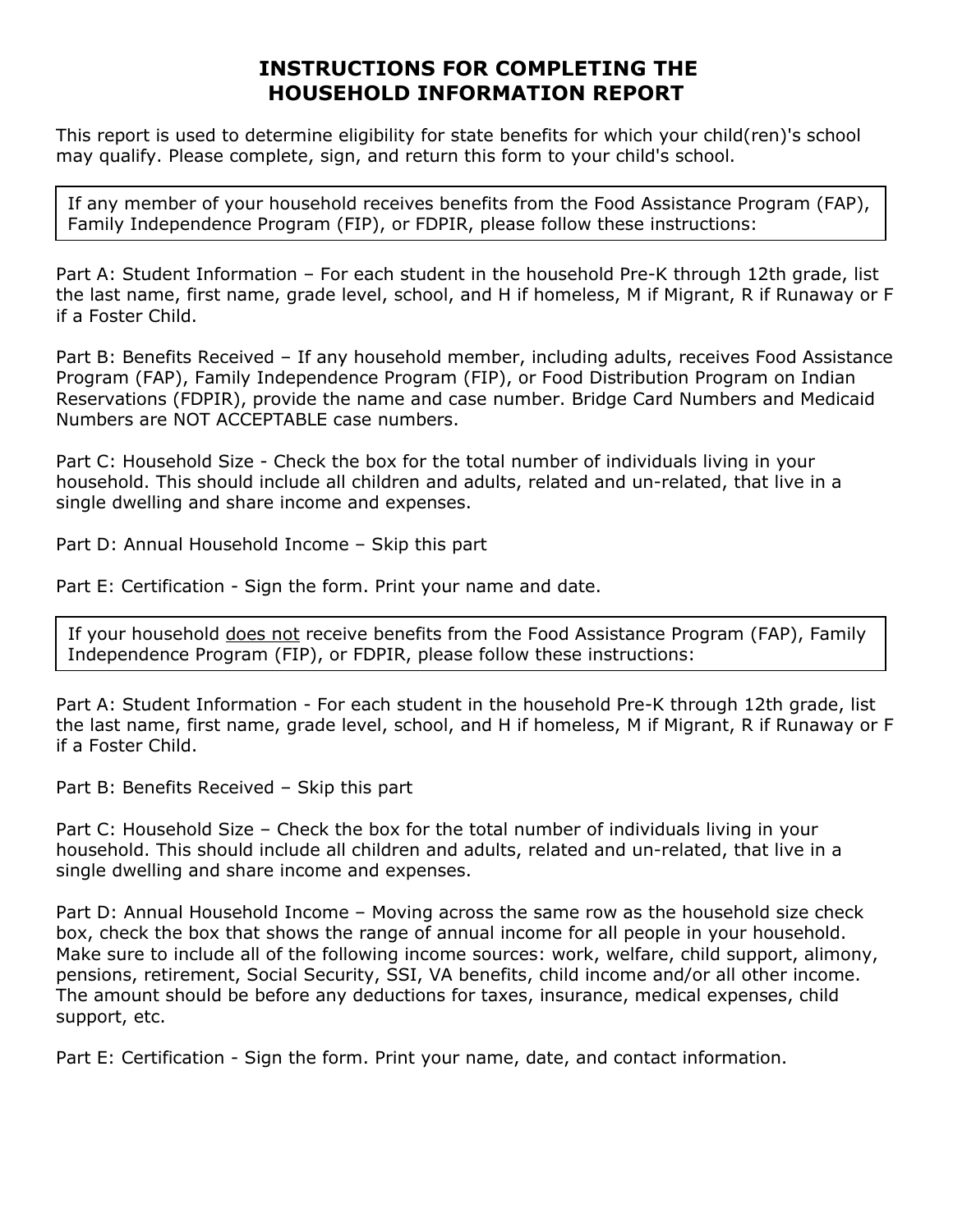# INSTRUCTIONS FOR COMPLETING THE HOUSEHOLD INFORMATION REPORT

This report is used to determine eligibility for state benefits for which your child(ren)'s school may qualify. Please complete, sign, and return this form to your child's school.

> If any member of your household receives benefits from the Food Assistance Program (FAP), Family Independence Program (FIP), or FDPIR, please follow these instructions:

Part A: Student Information – For each student in the household Pre-K through 12th grade, list the last name, first name, grade level, school, and H if homeless, M if Migrant, R if Runaway or F if a Foster Child.

Part B: Benefits Received – If any household member, including adults, receives Food Assistance Program (FAP), Family Independence Program (FIP), or Food Distribution Program on Indian Reservations (FDPIR), provide the name and case number. Bridge Card Numbers and Medicaid Numbers are NOT ACCEPTABLE case numbers.

Part C: Household Size - Check the box for the total number of individuals living in your household. This should include all children and adults, related and un-related, that live in a single dwelling and share income and expenses.

Part D: Annual Household Income – Skip this part

Part E: Certification - Sign the form. Print your name and date.

> If your household <u>does not</u> receive benefits from the Food Assistance Program (FAP), Family Independence Program (FIP), or FDPIR, please follow these instructions:

Part A: Student Information - For each student in the household Pre-K through 12th grade, list the last name, first name, grade level, school, and H if homeless, M if Migrant, R if Runaway or F if a Foster Child.

Part B: Benefits Received – Skip this part

Part C: Household Size – Check the box for the total number of individuals living in your household. This should include all children and adults, related and un-related, that live in a single dwelling and share income and expenses.

Part D: Annual Household Income – Moving across the same row as the household size check box, check the box that shows the range of annual income for all people in your household. Make sure to include all of the following income sources: work, welfare, child support, alimony, pensions, retirement, Social Security, SSI, VA benefits, child income and/or all other income. The amount should be before any deductions for taxes, insurance, medical expenses, child support, etc.

Part E: Certification - Sign the form. Print your name, date, and contact information.